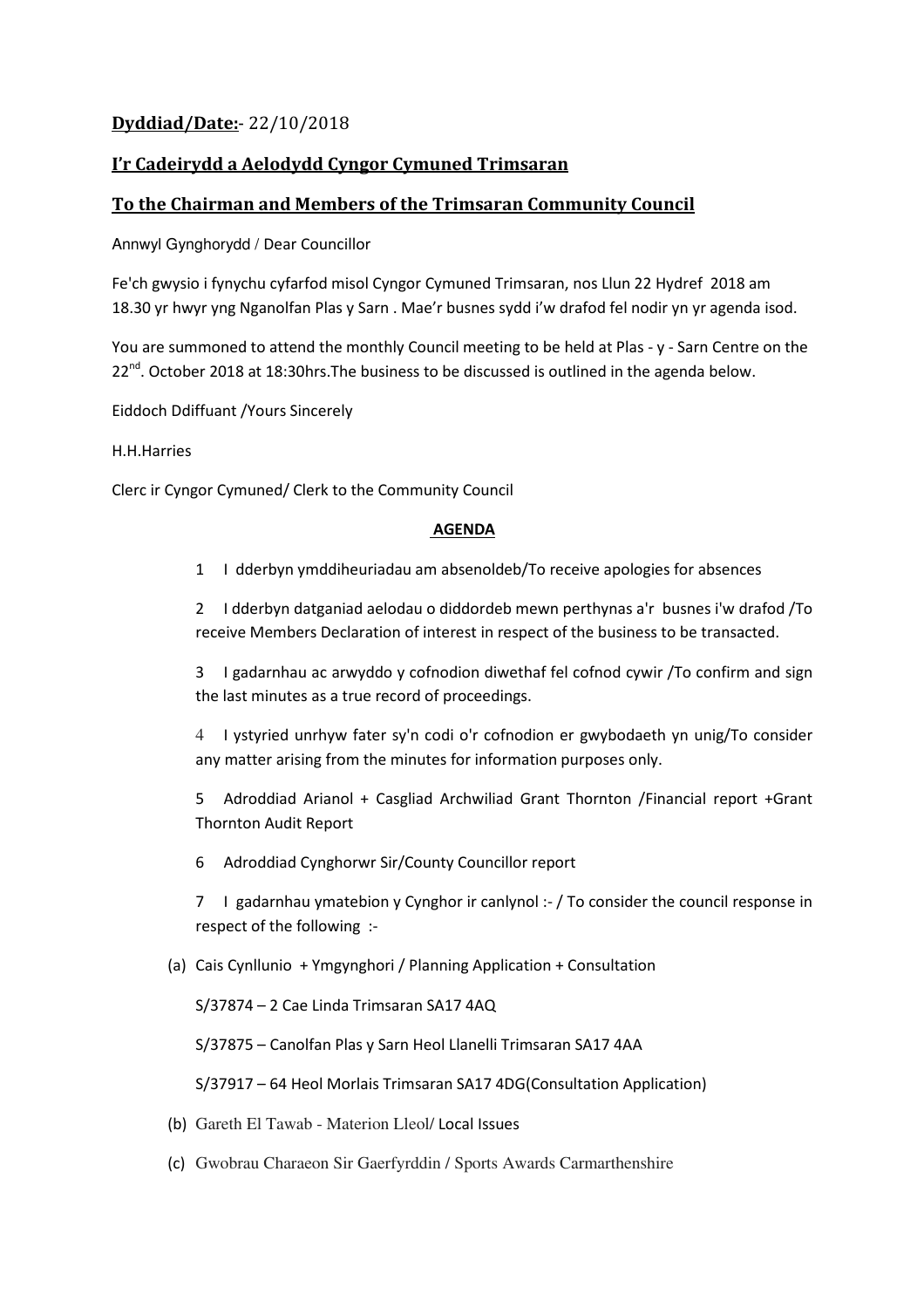**Dyddiad/Date:**- 22/10/2018

**I'r Cadeirydd a Aelodydd Cyngor Cymuned Trimsaran**

**To the Chairman and Members of the Trimsaran Community Council**

Annwyl Gynghorydd / Dear Councillor

Fe'ch gwysio i fynychu cyfarfod misol Cyngor Cymuned Trimsaran, nos Llun 22 Hydref 2018 am 18.30 yr hwyr yng Nganolfan Plas y Sarn . Mae'r busnes sydd i'w drafod fel nodir yn yr agenda isod.

You are summoned to attend the monthly Council meeting to be held at Plas - y - Sarn Centre on the 22nd. October 2018 at 18:30hrs.The business to be discussed is outlined in the agenda below.

Eiddoch Ddiffuant /Yours Sincerely

H.H.Harries

Clerc ir Cyngor Cymuned/ Clerk to the Community Council

**AGENDA**

1 I dderbyn ymddiheuriadau am absenoldeb/To receive apologies for absences

2 I dderbyn datganiad aelodau o diddordeb mewn perthynas a'r busnes i'w drafod /To receive Members Declaration of interest in respect of the business to be transacted.

3 I gadarnhau ac arwyddo y cofnodion diwethaf fel cofnod cywir /To confirm and sign the last minutes as a true record of proceedings.

4 I ystyried unrhyw fater sy'n codi o'r cofnodion er gwybodaeth yn unig/To consider any matter arising from the minutes for information purposes only.

5 Adroddiad Arianol + Casgliad Archwiliad Grant Thornton /Financial report +Grant Thornton Audit Report

6 Adroddiad Cynghorwr Sir/County Councillor report

7 I gadarnhau ymatebion y Cynghor ir canlynol :- / To consider the council response in respect of the following :-

(a) Cais Cynllunio + Ymgynghori / Planning Application + Consultation

S/37874 – 2 Cae Linda Trimsaran SA17 4AQ

S/37875 – Canolfan Plas y Sarn Heol Llanelli Trimsaran SA17 4AA

S/37917 – 64 Heol Morlais Trimsaran SA17 4DG(Consultation Application)

(b) Gareth El Tawab - Materion Lleol/ Local Issues

(c) Gwobrau Charaeon Sir Gaerfyrddin / Sports Awards Carmarthenshire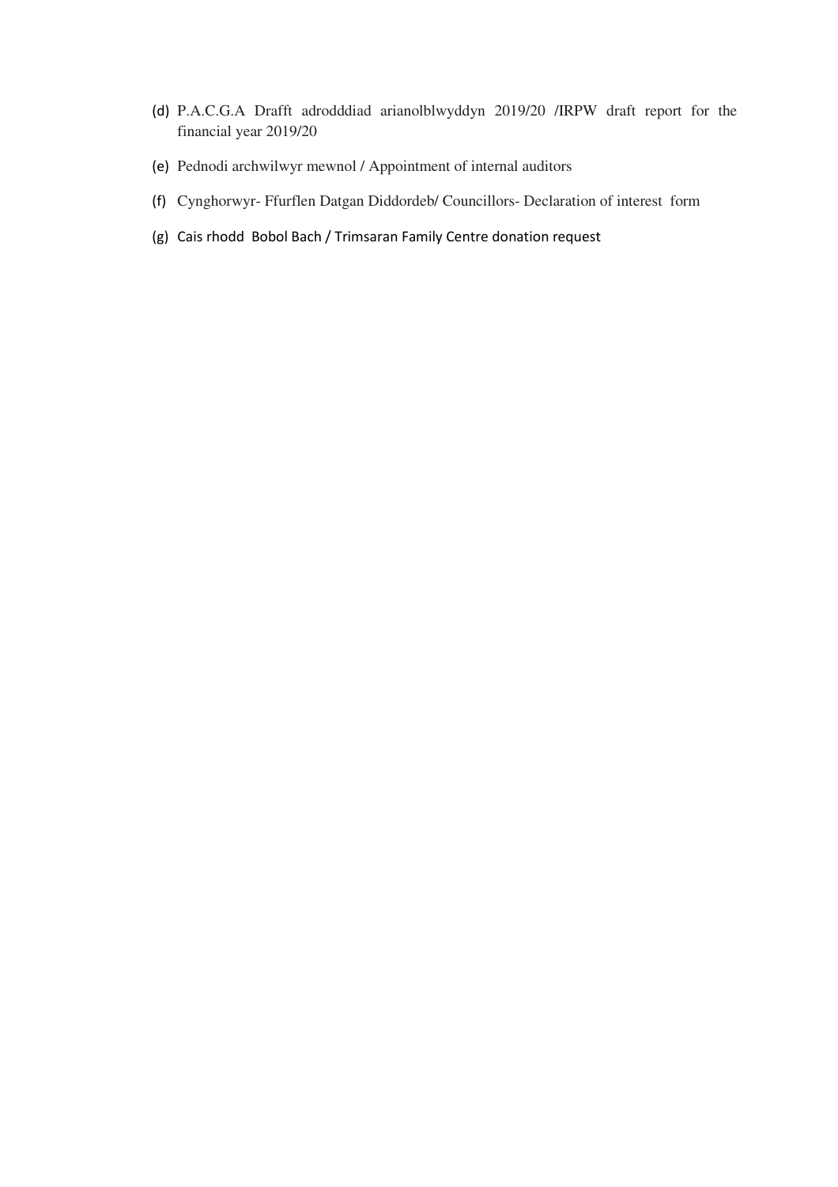(d) P.A.C.G.A Drafft adrodddiad arianolblwyddyn 2019/20 /IRPW draft report for the financial year 2019/20

(e) Pednodi archwilwyr mewnol / Appointment of internal auditors

(f) Cynghorwyr- Ffurflen Datgan Diddordeb/ Councillors- Declaration of interest form

(g) Cais rhodd Bobol Bach / Trimsaran Family Centre donation request